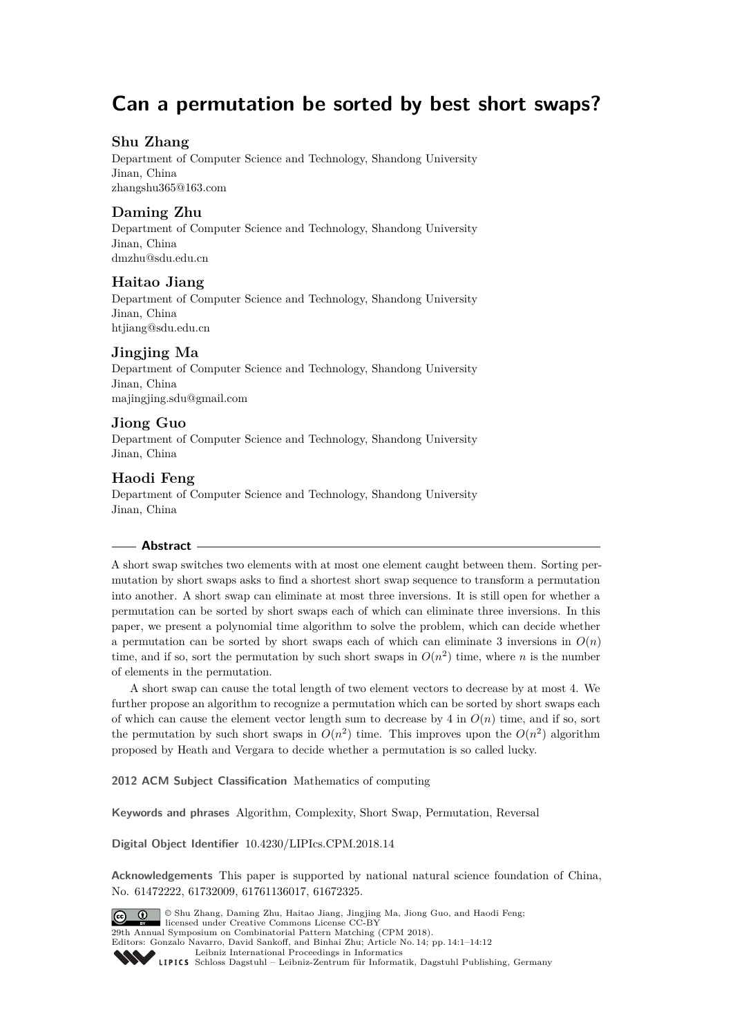# Can a permutation be sorted by best short swaps?

**Shu Zhang**
Department of Computer Science and Technology, Shandong University
Jinan, China
zhangshu365@163.com

**Daming Zhu**
Department of Computer Science and Technology, Shandong University
Jinan, China
dmzhu@sdu.edu.cn

**Haitao Jiang**
Department of Computer Science and Technology, Shandong University
Jinan, China
htjiang@sdu.edu.cn

**Jingjing Ma**
Department of Computer Science and Technology, Shandong University
Jinan, China
majingjing.sdu@gmail.com

**Jiong Guo**
Department of Computer Science and Technology, Shandong University
Jinan, China

**Haodi Feng**
Department of Computer Science and Technology, Shandong University
Jinan, China

## Abstract

A short swap switches two elements with at most one element caught between them. Sorting permutation by short swaps asks to find a shortest short swap sequence to transform a permutation into another. A short swap can eliminate at most three inversions. It is still open for whether a permutation can be sorted by short swaps each of which can eliminate three inversions. In this paper, we present a polynomial time algorithm to solve the problem, which can decide whether a permutation can be sorted by short swaps each of which can eliminate 3 inversions in $O(n)$ time, and if so, sort the permutation by such short swaps in $O(n^2)$ time, where $n$ is the number of elements in the permutation.

A short swap can cause the total length of two element vectors to decrease by at most 4. We further propose an algorithm to recognize a permutation which can be sorted by short swaps each of which can cause the element vector length sum to decrease by 4 in $O(n)$ time, and if so, sort the permutation by such short swaps in $O(n^2)$ time. This improves upon the $O(n^2)$ algorithm proposed by Heath and Vergara to decide whether a permutation is so called lucky.

**2012 ACM Subject Classification** Mathematics of computing

**Keywords and phrases** Algorithm, Complexity, Short Swap, Permutation, Reversal

**Digital Object Identifier** 10.4230/LIPIcs.CPM.2018.14

**Acknowledgements** This paper is supported by national natural science foundation of China, No. 61472222, 61732009, 61761136017, 61672325.

© Shu Zhang, Daming Zhu, Haitao Jiang, Jingjing Ma, Jiong Guo, and Haodi Feng; licensed under Creative Commons License CC-BY
29th Annual Symposium on Combinatorial Pattern Matching (CPM 2018).
Editors: Gonzalo Navarro, David Sankoff, and Binhai Zhu; Article No. 14; pp. 14:1–14:12
Leibniz International Proceedings in Informatics
Schloss Dagstuhl – Leibniz-Zentrum für Informatik, Dagstuhl Publishing, Germany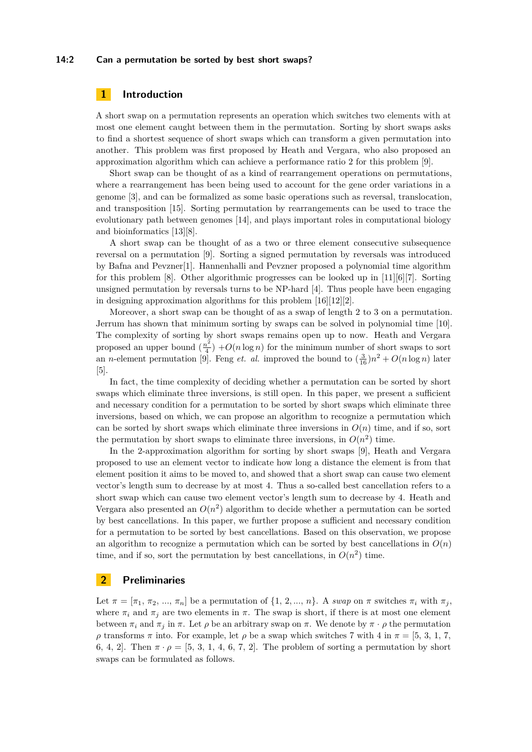## 1 Introduction

A short swap on a permutation represents an operation which switches two elements with at most one element caught between them in the permutation. Sorting by short swaps asks to find a shortest sequence of short swaps which can transform a given permutation into another. This problem was first proposed by Heath and Vergara, who also proposed an approximation algorithm which can achieve a performance ratio 2 for this problem [9].

Short swap can be thought of as a kind of rearrangement operations on permutations, where a rearrangement has been being used to account for the gene order variations in a genome [3], and can be formalized as some basic operations such as reversal, translocation, and transposition [15]. Sorting permutation by rearrangements can be used to trace the evolutionary path between genomes [14], and plays important roles in computational biology and bioinformatics [13][8].

A short swap can be thought of as a two or three element consecutive subsequence reversal on a permutation [9]. Sorting a signed permutation by reversals was introduced by Bafna and Pevzner[1]. Hannenhalli and Pevzner proposed a polynomial time algorithm for this problem [8]. Other algorithmic progresses can be looked up in [11][6][7]. Sorting unsigned permutation by reversals turns to be NP-hard [4]. Thus people have been engaging in designing approximation algorithms for this problem [16][12][2].

Moreover, a short swap can be thought of as a swap of length 2 to 3 on a permutation. Jerrum has shown that minimum sorting by swaps can be solved in polynomial time [10]. The complexity of sorting by short swaps remains open up to now. Heath and Vergara proposed an upper bound $(\frac{n^2}{4})$ $+O(n\log n)$ for the minimum number of short swaps to sort an $n$-element permutation [9]. Feng *et. al.* improved the bound to $(\frac{3}{16})n^2 + O(n\log n)$ later [5].

In fact, the time complexity of deciding whether a permutation can be sorted by short swaps which eliminate three inversions, is still open. In this paper, we present a sufficient and necessary condition for a permutation to be sorted by short swaps which eliminate three inversions, based on which, we can propose an algorithm to recognize a permutation which can be sorted by short swaps which eliminate three inversions in $O(n)$ time, and if so, sort the permutation by short swaps to eliminate three inversions, in $O(n^2)$ time.

In the 2-approximation algorithm for sorting by short swaps [9], Heath and Vergara proposed to use an element vector to indicate how long a distance the element is from that element position it aims to be moved to, and showed that a short swap can cause two element vector's length sum to decrease by at most 4. Thus a so-called best cancellation refers to a short swap which can cause two element vector's length sum to decrease by 4. Heath and Vergara also presented an $O(n^2)$ algorithm to decide whether a permutation can be sorted by best cancellations. In this paper, we further propose a sufficient and necessary condition for a permutation to be sorted by best cancellations. Based on this observation, we propose an algorithm to recognize a permutation which can be sorted by best cancellations in $O(n)$ time, and if so, sort the permutation by best cancellations, in $O(n^2)$ time.

## 2 Preliminaries

Let $\pi = [\pi_1, \pi_2, ..., \pi_n]$ be a permutation of $\{1, 2, ..., n\}$. A *swap* on $\pi$ switches $\pi_i$ with $\pi_j$, where $\pi_i$ and $\pi_j$ are two elements in $\pi$. The swap is short, if there is at most one element between $\pi_i$ and $\pi_j$ in $\pi$. Let $\rho$ be an arbitrary swap on $\pi$. We denote by $\pi \cdot \rho$ the permutation $\rho$ transforms $\pi$ into. For example, let $\rho$ be a swap which switches 7 with 4 in $\pi$ = [5, 3, 1, 7, 6, 4, 2]. Then $\pi \cdot \rho$ = [5, 3, 1, 4, 6, 7, 2]. The problem of sorting a permutation by short swaps can be formulated as follows.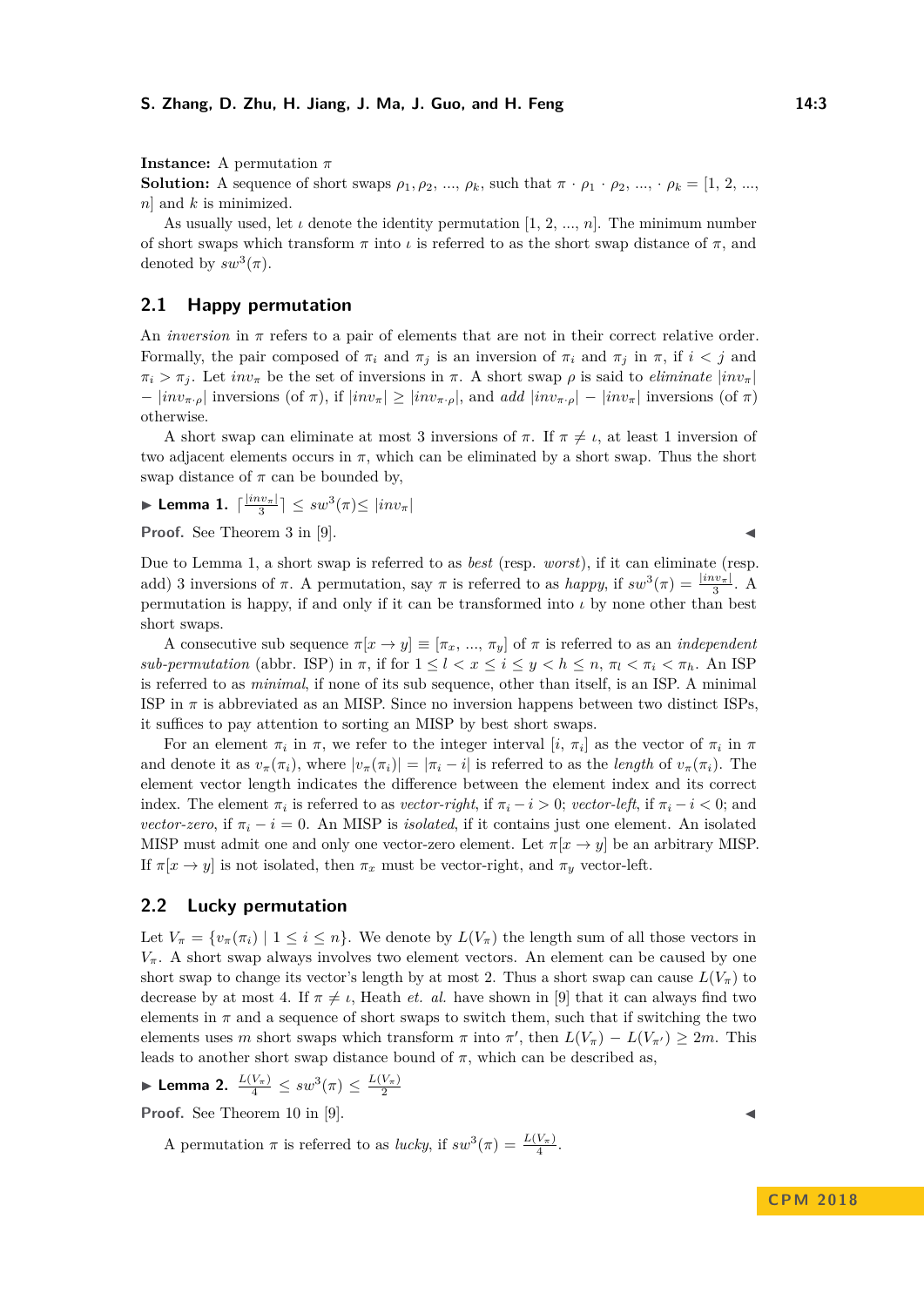**Instance:** A permutation $\pi$

**Solution:** A sequence of short swaps $\rho_1, \rho_2, ..., \rho_k$, such that $\pi \cdot \rho_1 \cdot \rho_2, ..., \cdot \rho_k = [1, 2, ..., n]$ and $k$ is minimized.

As usually used, let $\iota$ denote the identity permutation $[1, 2, ..., n]$. The minimum number of short swaps which transform $\pi$ into $\iota$ is referred to as the short swap distance of $\pi$, and denoted by $sw^3(\pi)$.

## 2.1 Happy permutation

An *inversion* in $\pi$ refers to a pair of elements that are not in their correct relative order. Formally, the pair composed of $\pi_i$ and $\pi_j$ is an inversion of $\pi_i$ and $\pi_j$ in $\pi$, if $i < j$ and $\pi_i > \pi_j$. Let $inv_\pi$ be the set of inversions in $\pi$. A short swap $\rho$ is said to *eliminate* $|inv_\pi| - |inv_{\pi \cdot \rho}|$ inversions (of $\pi$), if $|inv_\pi| \geq |inv_{\pi \cdot \rho}|$, and *add* $|inv_{\pi \cdot \rho}| - |inv_\pi|$ inversions (of $\pi$) otherwise.

A short swap can eliminate at most 3 inversions of $\pi$. If $\pi \neq \iota$, at least 1 inversion of two adjacent elements occurs in $\pi$, which can be eliminated by a short swap. Thus the short swap distance of $\pi$ can be bounded by,

▶ **Lemma 1.** $\lceil \frac{|inv_\pi|}{3} \rceil \leq sw^3(\pi) \leq |inv_\pi|$

**Proof.** See Theorem 3 in [9]. ◀

Due to Lemma 1, a short swap is referred to as *best* (resp. *worst*), if it can eliminate (resp. add) 3 inversions of $\pi$. A permutation, say $\pi$ is referred to as *happy*, if $sw^3(\pi) = \frac{|inv_\pi|}{3}$. A permutation is happy, if and only if it can be transformed into $\iota$ by none other than best short swaps.

A consecutive sub sequence $\pi[x \rightarrow y] \equiv [\pi_x, ..., \pi_y]$ of $\pi$ is referred to as an *independent sub-permutation* (abbr. ISP) in $\pi$, if for $1 \leq l < x \leq i \leq y < h \leq n$, $\pi_l < \pi_i < \pi_h$. An ISP is referred to as *minimal*, if none of its sub sequence, other than itself, is an ISP. A minimal ISP in $\pi$ is abbreviated as an MISP. Since no inversion happens between two distinct ISPs, it suffices to pay attention to sorting an MISP by best short swaps.

For an element $\pi_i$ in $\pi$, we refer to the integer interval $[i, \pi_i]$ as the vector of $\pi_i$ in $\pi$ and denote it as $v_\pi(\pi_i)$, where $|v_\pi(\pi_i)| = |\pi_i - i|$ is referred to as the *length* of $v_\pi(\pi_i)$. The element vector length indicates the difference between the element index and its correct index. The element $\pi_i$ is referred to as *vector-right*, if $\pi_i - i > 0$; *vector-left*, if $\pi_i - i < 0$; and *vector-zero*, if $\pi_i - i = 0$. An MISP is *isolated*, if it contains just one element. An isolated MISP must admit one and only one vector-zero element. Let $\pi[x \rightarrow y]$ be an arbitrary MISP. If $\pi[x \rightarrow y]$ is not isolated, then $\pi_x$ must be vector-right, and $\pi_y$ vector-left.

## 2.2 Lucky permutation

Let $V_\pi = \{v_\pi(\pi_i) \mid 1 \leq i \leq n\}$. We denote by $L(V_\pi)$ the length sum of all those vectors in $V_\pi$. A short swap always involves two element vectors. An element can be caused by one short swap to change its vector's length by at most 2. Thus a short swap can cause $L(V_\pi)$ to decrease by at most 4. If $\pi \neq \iota$, Heath *et. al.* have shown in [9] that it can always find two elements in $\pi$ and a sequence of short swaps to switch them, such that if switching the two elements uses $m$ short swaps which transform $\pi$ into $\pi'$, then $L(V_\pi) - L(V_{\pi'}) \geq 2m$. This leads to another short swap distance bound of $\pi$, which can be described as,

▶ **Lemma 2.** $\frac{L(V_\pi)}{4} \leq sw^3(\pi) \leq \frac{L(V_\pi)}{2}$

**Proof.** See Theorem 10 in [9]. ◀

A permutation $\pi$ is referred to as *lucky*, if $sw^3(\pi) = \frac{L(V_\pi)}{4}$.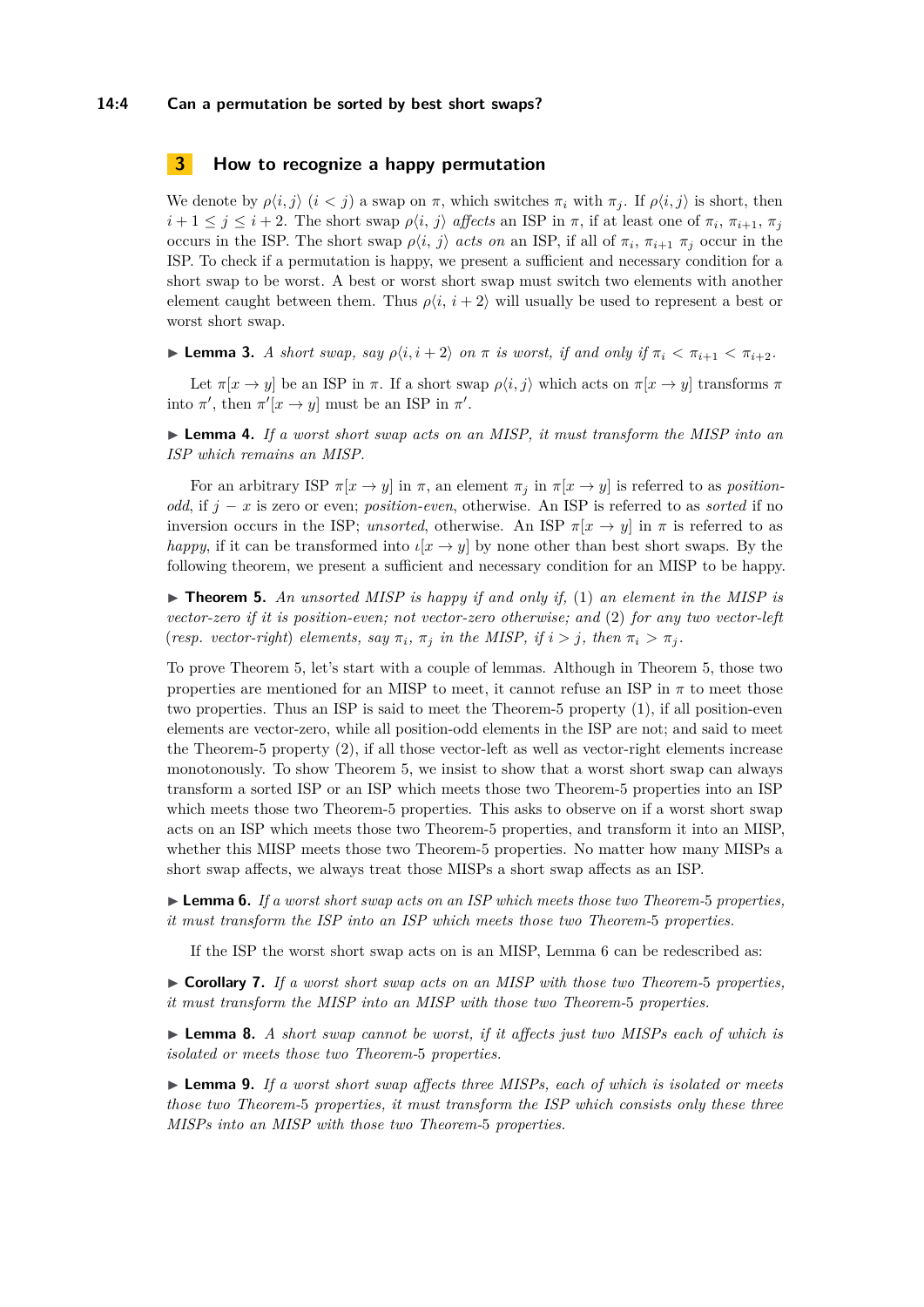## 3 How to recognize a happy permutation

We denote by $\rho\langle i, j\rangle$ ($i < j$) a swap on $\pi$, which switches $\pi_i$ with $\pi_j$. If $\rho\langle i, j\rangle$ is short, then $i+1 \leq j \leq i+2$. The short swap $\rho\langle i,\ j\rangle$ *affects* an ISP in $\pi$, if at least one of $\pi_i$, $\pi_{i+1}$, $\pi_j$ occurs in the ISP. The short swap $\rho\langle i,\ j\rangle$ *acts on* an ISP, if all of $\pi_i$, $\pi_{i+1}$ $\pi_j$ occur in the ISP. To check if a permutation is happy, we present a sufficient and necessary condition for a short swap to be worst. A best or worst short swap must switch two elements with another element caught between them. Thus $\rho\langle i,\ i+2\rangle$ will usually be used to represent a best or worst short swap.

▶ **Lemma 3.** *A short swap, say $\rho\langle i, i+2\rangle$ on $\pi$ is worst, if and only if $\pi_i < \pi_{i+1} < \pi_{i+2}$.*

Let $\pi[x \to y]$ be an ISP in $\pi$. If a short swap $\rho\langle i, j\rangle$ which acts on $\pi[x \to y]$ transforms $\pi$ into $\pi'$, then $\pi'[x \to y]$ must be an ISP in $\pi'$.

▶ **Lemma 4.** *If a worst short swap acts on an MISP, it must transform the MISP into an ISP which remains an MISP.*

For an arbitrary ISP $\pi[x \to y]$ in $\pi$, an element $\pi_j$ in $\pi[x \to y]$ is referred to as *position-odd*, if $j - x$ is zero or even; *position-even*, otherwise. An ISP is referred to as *sorted* if no inversion occurs in the ISP; *unsorted*, otherwise. An ISP $\pi[x \to y]$ in $\pi$ is referred to as *happy*, if it can be transformed into $\iota[x \to y]$ by none other than best short swaps. By the following theorem, we present a sufficient and necessary condition for an MISP to be happy.

▶ **Theorem 5.** *An unsorted MISP is happy if and only if, (1) an element in the MISP is vector-zero if it is position-even; not vector-zero otherwise; and (2) for any two vector-left (resp. vector-right) elements, say $\pi_i$, $\pi_j$ in the MISP, if $i > j$, then $\pi_i > \pi_j$.*

To prove Theorem 5, let's start with a couple of lemmas. Although in Theorem 5, those two properties are mentioned for an MISP to meet, it cannot refuse an ISP in $\pi$ to meet those two properties. Thus an ISP is said to meet the Theorem-5 property (1), if all position-even elements are vector-zero, while all position-odd elements in the ISP are not; and said to meet the Theorem-5 property (2), if all those vector-left as well as vector-right elements increase monotonously. To show Theorem 5, we insist to show that a worst short swap can always transform a sorted ISP or an ISP which meets those two Theorem-5 properties into an ISP which meets those two Theorem-5 properties. This asks to observe on if a worst short swap acts on an ISP which meets those two Theorem-5 properties, and transform it into an MISP, whether this MISP meets those two Theorem-5 properties. No matter how many MISPs a short swap affects, we always treat those MISPs a short swap affects as an ISP.

▶ **Lemma 6.** *If a worst short swap acts on an ISP which meets those two Theorem-5 properties, it must transform the ISP into an ISP which meets those two Theorem-5 properties.*

If the ISP the worst short swap acts on is an MISP, Lemma 6 can be redescribed as:

▶ **Corollary 7.** *If a worst short swap acts on an MISP with those two Theorem-5 properties, it must transform the MISP into an MISP with those two Theorem-5 properties.*

▶ **Lemma 8.** *A short swap cannot be worst, if it affects just two MISPs each of which is isolated or meets those two Theorem-5 properties.*

▶ **Lemma 9.** *If a worst short swap affects three MISPs, each of which is isolated or meets those two Theorem-5 properties, it must transform the ISP which consists only these three MISPs into an MISP with those two Theorem-5 properties.*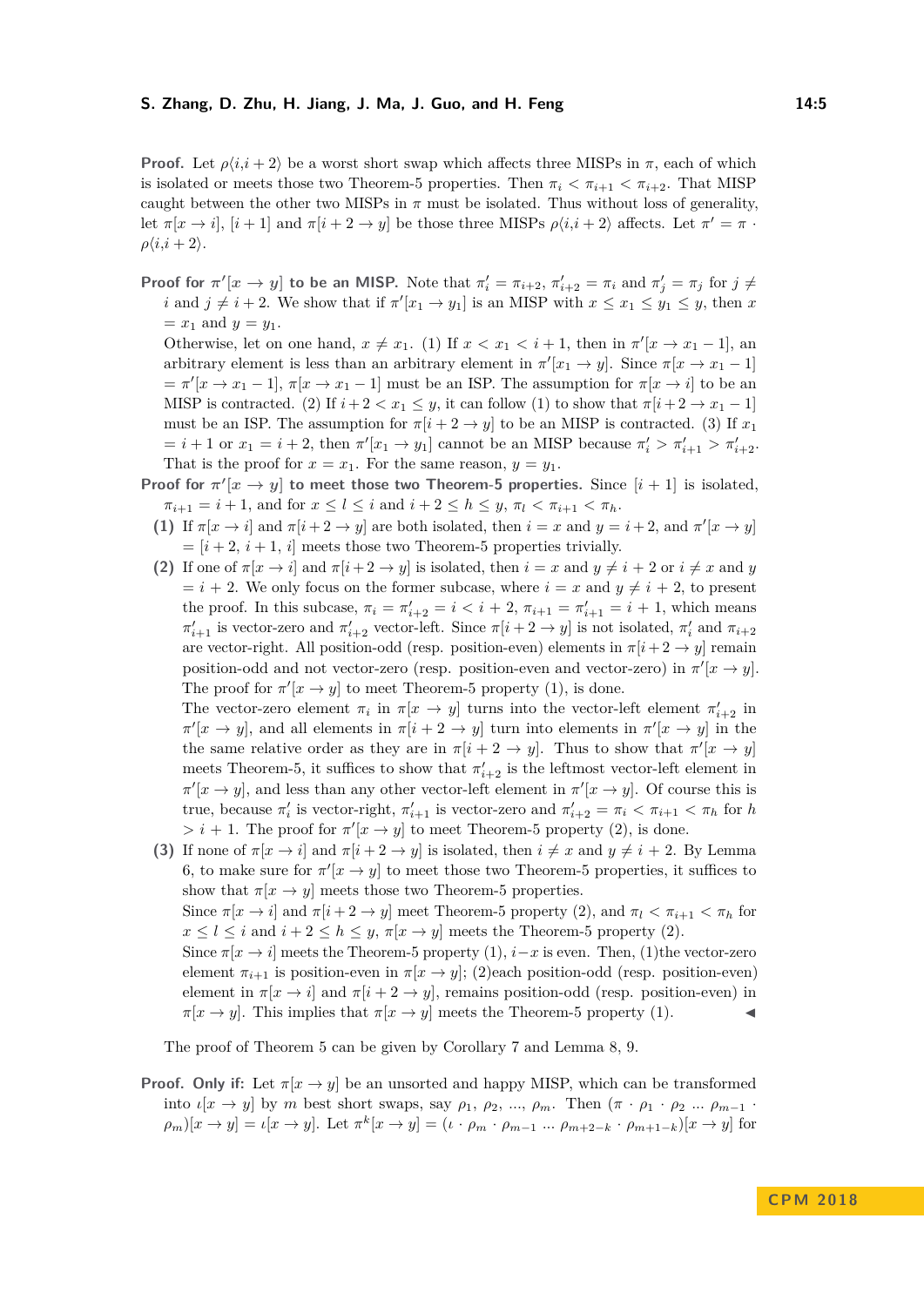**Proof.** Let $\rho\langle i,i+2\rangle$ be a worst short swap which affects three MISPs in $\pi$, each of which is isolated or meets those two Theorem-5 properties. Then $\pi_i < \pi_{i+1} < \pi_{i+2}$. That MISP caught between the other two MISPs in $\pi$ must be isolated. Thus without loss of generality, let $\pi[x \to i]$, $[i+1]$ and $\pi[i+2 \to y]$ be those three MISPs $\rho\langle i,i+2\rangle$ affects. Let $\pi' = \pi \cdot \rho\langle i,i+2\rangle$.

**Proof for $\pi'[x \to y]$ to be an MISP.** Note that $\pi'_i = \pi_{i+2}$, $\pi'_{i+2} = \pi_i$ and $\pi'_j = \pi_j$ for $j \neq i$ and $j \neq i+2$. We show that if $\pi'[x_1 \to y_1]$ is an MISP with $x \leq x_1 \leq y_1 \leq y$, then $x = x_1$ and $y = y_1$.

Otherwise, let on one hand, $x \neq x_1$. (1) If $x < x_1 < i+1$, then in $\pi'[x \to x_1 - 1]$, an arbitrary element is less than an arbitrary element in $\pi'[x_1 \to y]$. Since $\pi[x \to x_1 - 1] = \pi'[x \to x_1 - 1]$, $\pi[x \to x_1 - 1]$ must be an ISP. The assumption for $\pi[x \to i]$ to be an MISP is contracted. (2) If $i+2 < x_1 \leq y$, it can follow (1) to show that $\pi[i+2 \to x_1 - 1]$ must be an ISP. The assumption for $\pi[i+2 \to y]$ to be an MISP is contracted. (3) If $x_1 = i+1$ or $x_1 = i+2$, then $\pi'[x_1 \to y_1]$ cannot be an MISP because $\pi'_i > \pi'_{i+1} > \pi'_{i+2}$. That is the proof for $x = x_1$. For the same reason, $y = y_1$.

**Proof for $\pi'[x \to y]$ to meet those two Theorem-5 properties.** Since $[i+1]$ is isolated, $\pi_{i+1} = i+1$, and for $x \leq l \leq i$ and $i+2 \leq h \leq y$, $\pi_l < \pi_{i+1} < \pi_h$.

**(1)** If $\pi[x \to i]$ and $\pi[i+2 \to y]$ are both isolated, then $i = x$ and $y = i+2$, and $\pi'[x \to y] = [i+2, i+1, i]$ meets those two Theorem-5 properties trivially.

**(2)** If one of $\pi[x \to i]$ and $\pi[i+2 \to y]$ is isolated, then $i = x$ and $y \neq i+2$ or $i \neq x$ and $y = i+2$. We only focus on the former subcase, where $i = x$ and $y \neq i+2$, to present the proof. In this subcase, $\pi_i = \pi'_{i+2} = i < i+2$, $\pi_{i+1} = \pi'_{i+1} = i+1$, which means $\pi'_{i+1}$ is vector-zero and $\pi'_{i+2}$ vector-left. Since $\pi[i+2 \to y]$ is not isolated, $\pi'_i$ and $\pi_{i+2}$ are vector-right. All position-odd (resp. position-even) elements in $\pi[i+2 \to y]$ remain position-odd and not vector-zero (resp. position-even and vector-zero) in $\pi'[x \to y]$. The proof for $\pi'[x \to y]$ to meet Theorem-5 property (1), is done.

The vector-zero element $\pi_i$ in $\pi[x \to y]$ turns into the vector-left element $\pi'_{i+2}$ in $\pi'[x \to y]$, and all elements in $\pi[i+2 \to y]$ turn into elements in $\pi'[x \to y]$ in the the same relative order as they are in $\pi[i+2 \to y]$. Thus to show that $\pi'[x \to y]$ meets Theorem-5, it suffices to show that $\pi'_{i+2}$ is the leftmost vector-left element in $\pi'[x \to y]$, and less than any other vector-left element in $\pi'[x \to y]$. Of course this is true, because $\pi'_i$ is vector-right, $\pi'_{i+1}$ is vector-zero and $\pi'_{i+2} = \pi_i < \pi_{i+1} < \pi_h$ for $h > i+1$. The proof for $\pi'[x \to y]$ to meet Theorem-5 property (2), is done.

**(3)** If none of $\pi[x \to i]$ and $\pi[i+2 \to y]$ is isolated, then $i \neq x$ and $y \neq i+2$. By Lemma 6, to make sure for $\pi'[x \to y]$ to meet those two Theorem-5 properties, it suffices to show that $\pi[x \to y]$ meets those two Theorem-5 properties.

Since $\pi[x \to i]$ and $\pi[i+2 \to y]$ meet Theorem-5 property (2), and $\pi_l < \pi_{i+1} < \pi_h$ for $x \leq l \leq i$ and $i+2 \leq h \leq y$, $\pi[x \to y]$ meets the Theorem-5 property (2).

Since $\pi[x \to i]$ meets the Theorem-5 property (1), $i - x$ is even. Then, (1)the vector-zero element $\pi_{i+1}$ is position-even in $\pi[x \to y]$; (2)each position-odd (resp. position-even) element in $\pi[x \to i]$ and $\pi[i+2 \to y]$, remains position-odd (resp. position-even) in $\pi[x \to y]$. This implies that $\pi[x \to y]$ meets the Theorem-5 property (1). ◀

The proof of Theorem 5 can be given by Corollary 7 and Lemma 8, 9.

**Proof. Only if:** Let $\pi[x \to y]$ be an unsorted and happy MISP, which can be transformed into $\iota[x \to y]$ by $m$ best short swaps, say $\rho_1$, $\rho_2$, ..., $\rho_m$. Then $(\pi \cdot \rho_1 \cdot \rho_2 \ldots \rho_{m-1} \cdot \rho_m)[x \to y] = \iota[x \to y]$. Let $\pi^k[x \to y] = (\iota \cdot \rho_m \cdot \rho_{m-1} \ldots \rho_{m+2-k} \cdot \rho_{m+1-k})[x \to y]$ for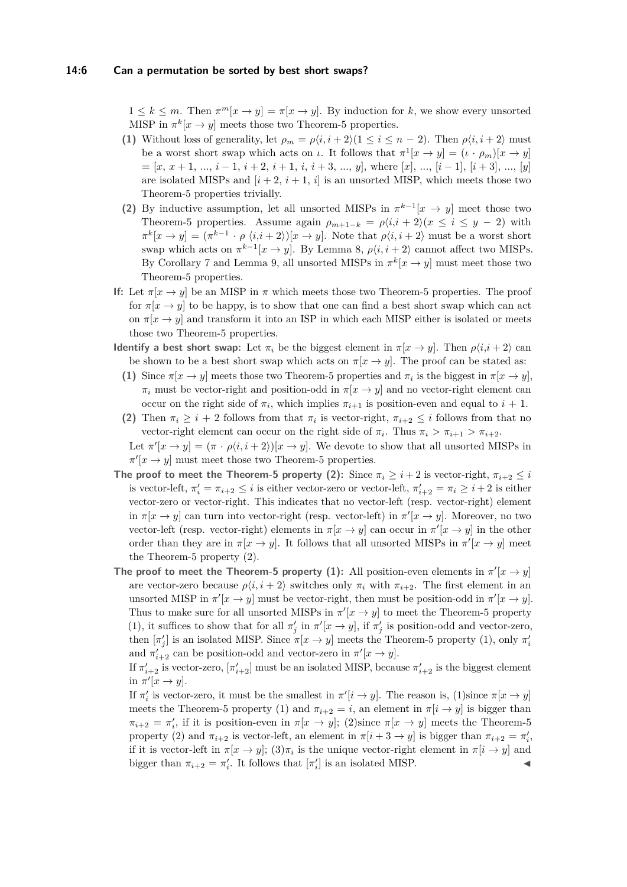$1 \leq k \leq m$. Then $\pi^m[x \to y] = \pi[x \to y]$. By induction for $k$, we show every unsorted MISP in $\pi^k[x \to y]$ meets those two Theorem-5 properties.

**(1)** Without loss of generality, let $\rho_m = \rho\langle i, i+2\rangle (1 \leq i \leq n-2)$. Then $\rho\langle i, i+2\rangle$ must be a worst short swap which acts on $\iota$. It follows that $\pi^1[x \to y] = (\iota \cdot \rho_m)[x \to y] = [x, x+1, ..., i-1, i+2, i+1, i, i+3, ..., y]$, where $[x]$, ..., $[i-1]$, $[i+3]$, ..., $[y]$ are isolated MISPs and $[i+2, i+1, i]$ is an unsorted MISP, which meets those two Theorem-5 properties trivially.

**(2)** By inductive assumption, let all unsorted MISPs in $\pi^{k-1}[x \to y]$ meet those two Theorem-5 properties. Assume again $\rho_{m+1-k} = \rho\langle i, i+2\rangle (x \leq i \leq y-2)$ with $\pi^k[x \to y] = (\pi^{k-1} \cdot \rho\ \langle i, i+2\rangle)[x \to y]$. Note that $\rho\langle i, i+2\rangle$ must be a worst short swap which acts on $\pi^{k-1}[x \to y]$. By Lemma 8, $\rho\langle i, i+2\rangle$ cannot affect two MISPs. By Corollary 7 and Lemma 9, all unsorted MISPs in $\pi^k[x \to y]$ must meet those two Theorem-5 properties.

**If:** Let $\pi[x \to y]$ be an MISP in $\pi$ which meets those two Theorem-5 properties. The proof for $\pi[x \to y]$ to be happy, is to show that one can find a best short swap which can act on $\pi[x \to y]$ and transform it into an ISP in which each MISP either is isolated or meets those two Theorem-5 properties.

**Identify a best short swap:** Let $\pi_i$ be the biggest element in $\pi[x \to y]$. Then $\rho\langle i, i+2\rangle$ can be shown to be a best short swap which acts on $\pi[x \to y]$. The proof can be stated as:

**(1)** Since $\pi[x \to y]$ meets those two Theorem-5 properties and $\pi_i$ is the biggest in $\pi[x \to y]$, $\pi_i$ must be vector-right and position-odd in $\pi[x \to y]$ and no vector-right element can occur on the right side of $\pi_i$, which implies $\pi_{i+1}$ is position-even and equal to $i+1$.

**(2)** Then $\pi_i \geq i+2$ follows from that $\pi_i$ is vector-right, $\pi_{i+2} \leq i$ follows from that no vector-right element can occur on the right side of $\pi_i$. Thus $\pi_i > \pi_{i+1} > \pi_{i+2}$.

Let $\pi'[x \to y] = (\pi \cdot \rho\langle i, i+2\rangle)[x \to y]$. We devote to show that all unsorted MISPs in $\pi'[x \to y]$ must meet those two Theorem-5 properties.

**The proof to meet the Theorem-5 property (2):** Since $\pi_i \geq i+2$ is vector-right, $\pi_{i+2} \leq i$ is vector-left, $\pi'_i = \pi_{i+2} \leq i$ is either vector-zero or vector-left, $\pi'_{i+2} = \pi_i \geq i+2$ is either vector-zero or vector-right. This indicates that no vector-left (resp. vector-right) element in $\pi[x \to y]$ can turn into vector-right (resp. vector-left) in $\pi'[x \to y]$. Moreover, no two vector-left (resp. vector-right) elements in $\pi[x \to y]$ can occur in $\pi'[x \to y]$ in the other order than they are in $\pi[x \to y]$. It follows that all unsorted MISPs in $\pi'[x \to y]$ meet the Theorem-5 property (2).

**The proof to meet the Theorem-5 property (1):** All position-even elements in $\pi'[x \to y]$ are vector-zero because $\rho\langle i, i+2\rangle$ switches only $\pi_i$ with $\pi_{i+2}$. The first element in an unsorted MISP in $\pi'[x \to y]$ must be vector-right, then must be position-odd in $\pi'[x \to y]$. Thus to make sure for all unsorted MISPs in $\pi'[x \to y]$ to meet the Theorem-5 property (1), it suffices to show that for all $\pi'_j$ in $\pi'[x \to y]$, if $\pi'_j$ is position-odd and vector-zero, then $[\pi'_j]$ is an isolated MISP. Since $\pi[x \to y]$ meets the Theorem-5 property (1), only $\pi'_i$ and $\pi'_{i+2}$ can be position-odd and vector-zero in $\pi'[x \to y]$.

If $\pi'_{i+2}$ is vector-zero, $[\pi'_{i+2}]$ must be an isolated MISP, because $\pi'_{i+2}$ is the biggest element in $\pi'[x \to y]$.

If $\pi'_i$ is vector-zero, it must be the smallest in $\pi'[i \to y]$. The reason is, (1)since $\pi[x \to y]$ meets the Theorem-5 property (1) and $\pi_{i+2} = i$, an element in $\pi[i \to y]$ is bigger than $\pi_{i+2} = \pi'_i$, if it is position-even in $\pi[x \to y]$; (2)since $\pi[x \to y]$ meets the Theorem-5 property (2) and $\pi_{i+2}$ is vector-left, an element in $\pi[i+3 \to y]$ is bigger than $\pi_{i+2} = \pi'_i$, if it is vector-left in $\pi[x \to y]$; (3)$\pi_i$ is the unique vector-right element in $\pi[i \to y]$ and bigger than $\pi_{i+2} = \pi'_i$. It follows that $[\pi'_i]$ is an isolated MISP. ◀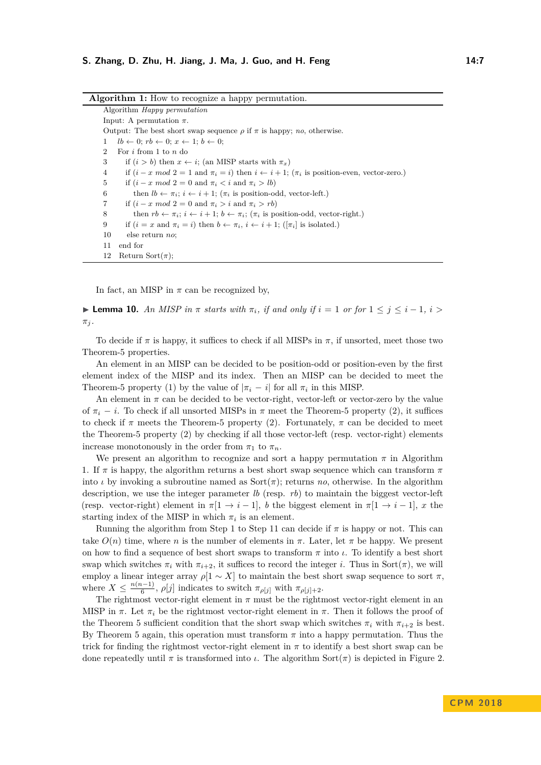**Algorithm 1:** How to recognize a happy permutation.

```
Algorithm Happy permutation
Input: A permutation π.
Output: The best short swap sequence ρ if π is happy; no, otherwise.
1   lb ← 0; rb ← 0; x ← 1; b ← 0;
2   For i from 1 to n do
3     if (i > b) then x ← i; (an MISP starts with π_x)
4     if (i − x mod 2 = 1 and π_i = i) then i ← i + 1; (π_i is position-even, vector-zero.)
5     if (i − x mod 2 = 0 and π_i < i and π_i > lb)
6       then lb ← π_i; i ← i + 1; (π_i is position-odd, vector-left.)
7     if (i − x mod 2 = 0 and π_i > i and π_i > rb)
8       then rb ← π_i; i ← i + 1; b ← π_i; (π_i is position-odd, vector-right.)
9     if (i = x and π_i = i) then b ← π_i, i ← i + 1; ([π_i] is isolated.)
10    else return no;
11  end for
12  Return Sort(π);
```

In fact, an MISP in $\pi$ can be recognized by,

▶ **Lemma 10.** *An MISP in $\pi$ starts with $\pi_i$, if and only if $i = 1$ or for $1 \leq j \leq i-1$, $i > \pi_j$.*

To decide if $\pi$ is happy, it suffices to check if all MISPs in $\pi$, if unsorted, meet those two Theorem-5 properties.

An element in an MISP can be decided to be position-odd or position-even by the first element index of the MISP and its index. Then an MISP can be decided to meet the Theorem-5 property (1) by the value of $|\pi_i - i|$ for all $\pi_i$ in this MISP.

An element in $\pi$ can be decided to be vector-right, vector-left or vector-zero by the value of $\pi_i - i$. To check if all unsorted MISPs in $\pi$ meet the Theorem-5 property (2), it suffices to check if $\pi$ meets the Theorem-5 property (2). Fortunately, $\pi$ can be decided to meet the Theorem-5 property (2) by checking if all those vector-left (resp. vector-right) elements increase monotonously in the order from $\pi_1$ to $\pi_n$.

We present an algorithm to recognize and sort a happy permutation $\pi$ in Algorithm 1. If $\pi$ is happy, the algorithm returns a best short swap sequence which can transform $\pi$ into $\iota$ by invoking a subroutine named as Sort($\pi$); returns *no*, otherwise. In the algorithm description, we use the integer parameter $lb$ (resp. $rb$) to maintain the biggest vector-left (resp. vector-right) element in $\pi[1 \to i-1]$, $b$ the biggest element in $\pi[1 \to i-1]$, $x$ the starting index of the MISP in which $\pi_i$ is an element.

Running the algorithm from Step 1 to Step 11 can decide if $\pi$ is happy or not. This can take $O(n)$ time, where $n$ is the number of elements in $\pi$. Later, let $\pi$ be happy. We present on how to find a sequence of best short swaps to transform $\pi$ into $\iota$. To identify a best short swap which switches $\pi_i$ with $\pi_{i+2}$, it suffices to record the integer $i$. Thus in Sort($\pi$), we will employ a linear integer array $\rho[1 \sim X]$ to maintain the best short swap sequence to sort $\pi$, where $X \leq \frac{n(n-1)}{6}$, $\rho[j]$ indicates to switch $\pi_{\rho[j]}$ with $\pi_{\rho[j]+2}$.

The rightmost vector-right element in $\pi$ must be the rightmost vector-right element in an MISP in $\pi$. Let $\pi_i$ be the rightmost vector-right element in $\pi$. Then it follows the proof of the Theorem 5 sufficient condition that the short swap which switches $\pi_i$ with $\pi_{i+2}$ is best. By Theorem 5 again, this operation must transform $\pi$ into a happy permutation. Thus the trick for finding the rightmost vector-right element in $\pi$ to identify a best short swap can be done repeatedly until $\pi$ is transformed into $\iota$. The algorithm Sort($\pi$) is depicted in Figure 2.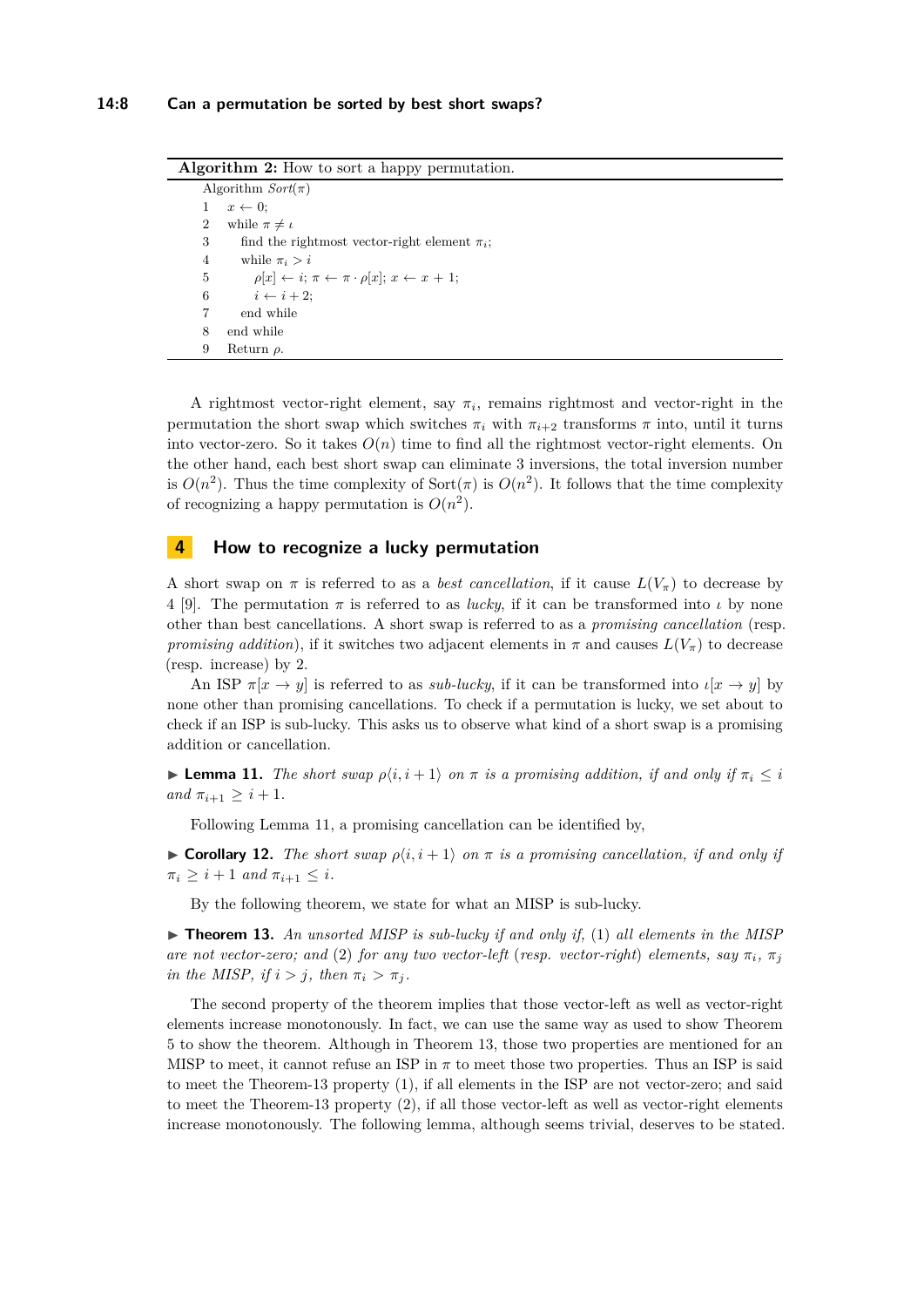**Algorithm 2:** How to sort a happy permutation.

```
  Algorithm Sort(π)
1   x ← 0;
2   while π ≠ ι
3     find the rightmost vector-right element π_i;
4     while π_i > i
5       ρ[x] ← i; π ← π · ρ[x]; x ← x + 1;
6       i ← i + 2;
7     end while
8   end while
9   Return ρ.
```

A rightmost vector-right element, say $\pi_i$, remains rightmost and vector-right in the permutation the short swap which switches $\pi_i$ with $\pi_{i+2}$ transforms $\pi$ into, until it turns into vector-zero. So it takes $O(n)$ time to find all the rightmost vector-right elements. On the other hand, each best short swap can eliminate 3 inversions, the total inversion number is $O(n^2)$. Thus the time complexity of Sort($\pi$) is $O(n^2)$. It follows that the time complexity of recognizing a happy permutation is $O(n^2)$.

## 4 How to recognize a lucky permutation

A short swap on $\pi$ is referred to as a *best cancellation*, if it cause $L(V_\pi)$ to decrease by 4 [9]. The permutation $\pi$ is referred to as *lucky*, if it can be transformed into $\iota$ by none other than best cancellations. A short swap is referred to as a *promising cancellation* (resp. *promising addition*), if it switches two adjacent elements in $\pi$ and causes $L(V_\pi)$ to decrease (resp. increase) by 2.

An ISP $\pi[x \to y]$ is referred to as *sub-lucky*, if it can be transformed into $\iota[x \to y]$ by none other than promising cancellations. To check if a permutation is lucky, we set about to check if an ISP is sub-lucky. This asks us to observe what kind of a short swap is a promising addition or cancellation.

▶ **Lemma 11.** *The short swap $\rho\langle i, i+1\rangle$ on $\pi$ is a promising addition, if and only if $\pi_i \le i$ and $\pi_{i+1} \ge i+1$.*

Following Lemma 11, a promising cancellation can be identified by,

▶ **Corollary 12.** *The short swap $\rho\langle i, i+1\rangle$ on $\pi$ is a promising cancellation, if and only if $\pi_i \ge i+1$ and $\pi_{i+1} \le i$.*

By the following theorem, we state for what an MISP is sub-lucky.

▶ **Theorem 13.** *An unsorted MISP is sub-lucky if and only if,* (1) *all elements in the MISP are not vector-zero; and* (2) *for any two vector-left (resp. vector-right) elements, say $\pi_i$, $\pi_j$ in the MISP, if $i > j$, then $\pi_i > \pi_j$.*

The second property of the theorem implies that those vector-left as well as vector-right elements increase monotonously. In fact, we can use the same way as used to show Theorem 5 to show the theorem. Although in Theorem 13, those two properties are mentioned for an MISP to meet, it cannot refuse an ISP in $\pi$ to meet those two properties. Thus an ISP is said to meet the Theorem-13 property (1), if all elements in the ISP are not vector-zero; and said to meet the Theorem-13 property (2), if all those vector-left as well as vector-right elements increase monotonously. The following lemma, although seems trivial, deserves to be stated.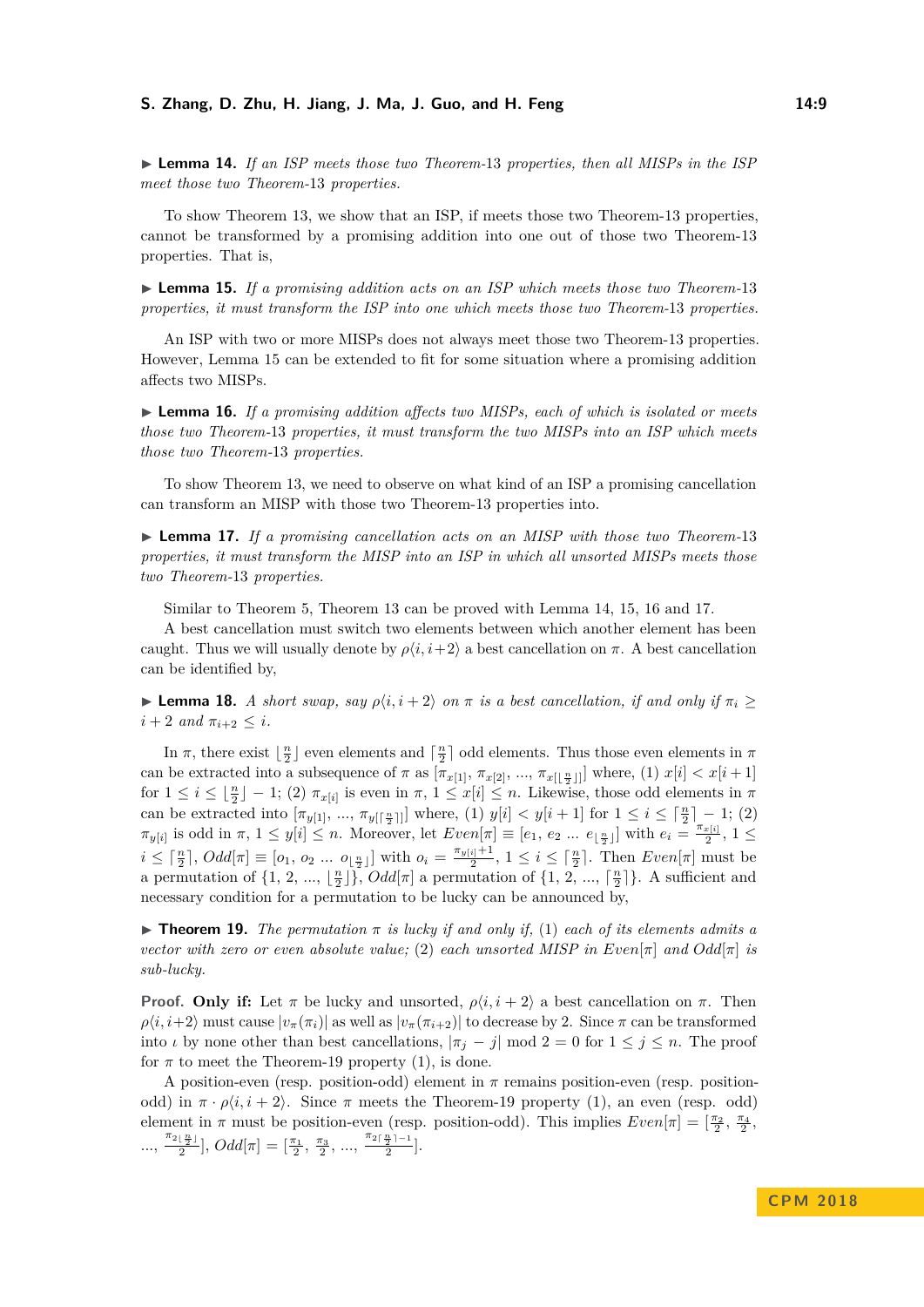▶ **Lemma 14.** *If an ISP meets those two Theorem-13 properties, then all MISPs in the ISP meet those two Theorem-13 properties.*

To show Theorem 13, we show that an ISP, if meets those two Theorem-13 properties, cannot be transformed by a promising addition into one out of those two Theorem-13 properties. That is,

▶ **Lemma 15.** *If a promising addition acts on an ISP which meets those two Theorem-13 properties, it must transform the ISP into one which meets those two Theorem-13 properties.*

An ISP with two or more MISPs does not always meet those two Theorem-13 properties. However, Lemma 15 can be extended to fit for some situation where a promising addition affects two MISPs.

▶ **Lemma 16.** *If a promising addition affects two MISPs, each of which is isolated or meets those two Theorem-13 properties, it must transform the two MISPs into an ISP which meets those two Theorem-13 properties.*

To show Theorem 13, we need to observe on what kind of an ISP a promising cancellation can transform an MISP with those two Theorem-13 properties into.

▶ **Lemma 17.** *If a promising cancellation acts on an MISP with those two Theorem-13 properties, it must transform the MISP into an ISP in which all unsorted MISPs meets those two Theorem-13 properties.*

Similar to Theorem 5, Theorem 13 can be proved with Lemma 14, 15, 16 and 17.

A best cancellation must switch two elements between which another element has been caught. Thus we will usually denote by $\rho\langle i, i+2\rangle$ a best cancellation on $\pi$. A best cancellation can be identified by,

▶ **Lemma 18.** *A short swap, say $\rho\langle i, i+2\rangle$ on $\pi$ is a best cancellation, if and only if $\pi_i \geq i+2$ and $\pi_{i+2} \leq i$.*

In $\pi$, there exist $\lfloor \frac{n}{2} \rfloor$ even elements and $\lceil \frac{n}{2} \rceil$ odd elements. Thus those even elements in $\pi$ can be extracted into a subsequence of $\pi$ as $[\pi_{x[1]}, \pi_{x[2]}, ..., \pi_{x[\lfloor \frac{n}{2} \rfloor]}]$ where, (1) $x[i] < x[i+1]$ for $1 \leq i \leq \lfloor \frac{n}{2} \rfloor - 1$; (2) $\pi_{x[i]}$ is even in $\pi$, $1 \leq x[i] \leq n$. Likewise, those odd elements in $\pi$ can be extracted into $[\pi_{y[1]}, ..., \pi_{y[\lceil \frac{n}{2} \rceil]}]$ where, (1) $y[i] < y[i+1]$ for $1 \leq i \leq \lceil \frac{n}{2} \rceil - 1$; (2) $\pi_{y[i]}$ is odd in $\pi$, $1 \leq y[i] \leq n$. Moreover, let $Even[\pi] \equiv [e_1, e_2 \ldots e_{\lfloor \frac{n}{2} \rfloor}]$ with $e_i = \frac{\pi_{x[i]}}{2}$, $1 \leq i \leq \lceil \frac{n}{2} \rceil$, $Odd[\pi] \equiv [o_1, o_2 \ldots o_{\lfloor \frac{n}{2} \rfloor}]$ with $o_i = \frac{\pi_{y[i]}+1}{2}$, $1 \leq i \leq \lceil \frac{n}{2} \rceil$. Then $Even[\pi]$ must be a permutation of $\{1, 2, ..., \lfloor \frac{n}{2} \rfloor\}$, $Odd[\pi]$ a permutation of $\{1, 2, ..., \lceil \frac{n}{2} \rceil\}$. A sufficient and necessary condition for a permutation to be lucky can be announced by,

▶ **Theorem 19.** *The permutation $\pi$ is lucky if and only if, (1) each of its elements admits a vector with zero or even absolute value; (2) each unsorted MISP in $Even[\pi]$ and $Odd[\pi]$ is sub-lucky.*

**Proof. Only if:** Let $\pi$ be lucky and unsorted, $\rho\langle i, i+2\rangle$ a best cancellation on $\pi$. Then $\rho\langle i, i+2\rangle$ must cause $|v_\pi(\pi_i)|$ as well as $|v_\pi(\pi_{i+2})|$ to decrease by 2. Since $\pi$ can be transformed into $\iota$ by none other than best cancellations, $|\pi_j - j| \bmod 2 = 0$ for $1 \leq j \leq n$. The proof for $\pi$ to meet the Theorem-19 property (1), is done.

A position-even (resp. position-odd) element in $\pi$ remains position-even (resp. position-odd) in $\pi \cdot \rho\langle i, i+2\rangle$. Since $\pi$ meets the Theorem-19 property (1), an even (resp. odd) element in $\pi$ must be position-even (resp. position-odd). This implies $Even[\pi] = [\frac{\pi_2}{2}, \frac{\pi_4}{2}, ..., \frac{\pi_{2\lfloor \frac{n}{2} \rfloor}}{2}]$, $Odd[\pi] = [\frac{\pi_1}{2}, \frac{\pi_3}{2}, ..., \frac{\pi_{2\lceil \frac{n}{2} \rceil - 1}}{2}]$.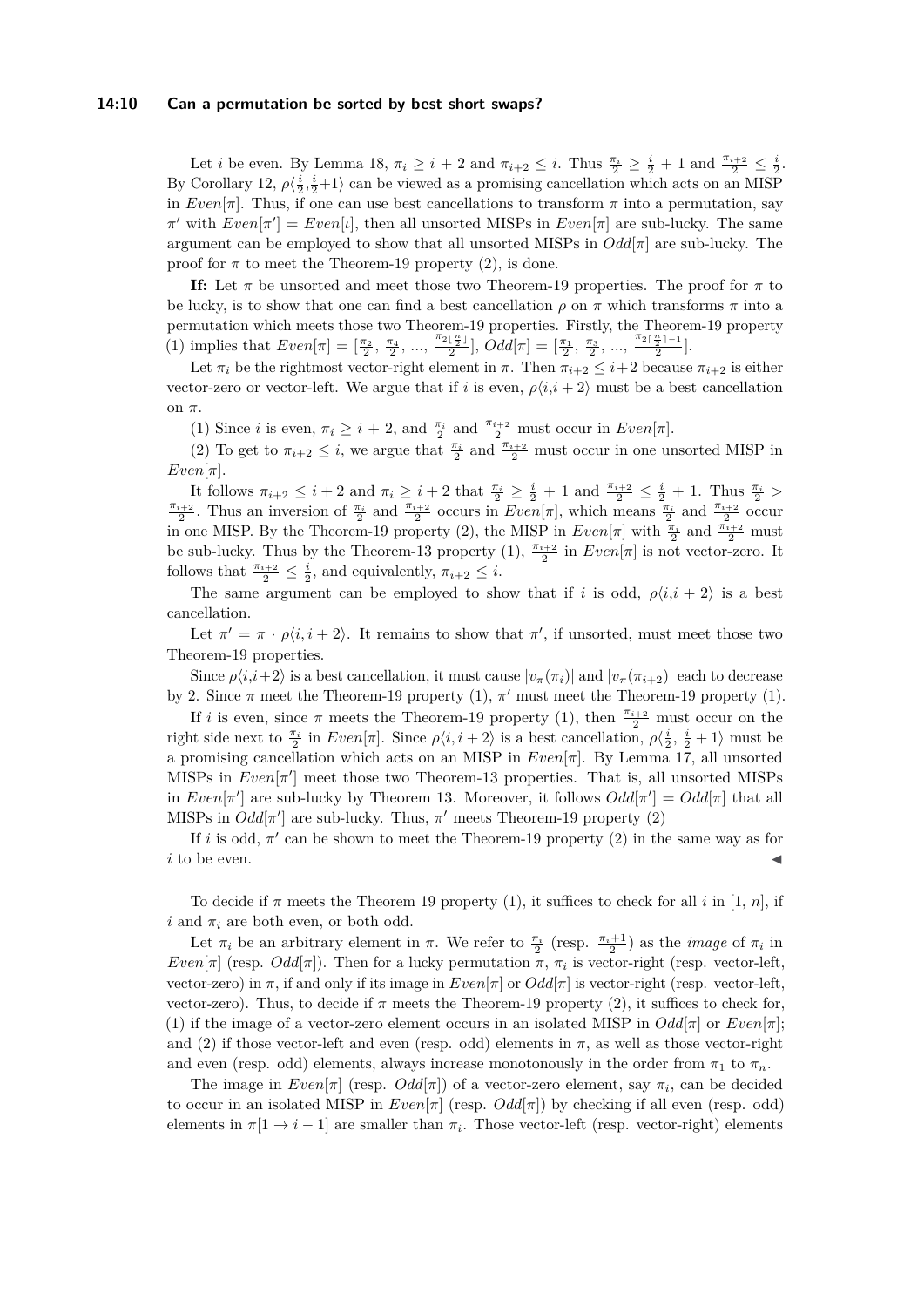Let $i$ be even. By Lemma 18, $\pi_i \geq i+2$ and $\pi_{i+2} \leq i$. Thus $\frac{\pi_i}{2} \geq \frac{i}{2}+1$ and $\frac{\pi_{i+2}}{2} \leq \frac{i}{2}$. By Corollary 12, $\rho\langle\frac{i}{2},\frac{i}{2}+1\rangle$ can be viewed as a promising cancellation which acts on an MISP in $Even[\pi]$. Thus, if one can use best cancellations to transform $\pi$ into a permutation, say $\pi'$ with $Even[\pi'] = Even[\iota]$, then all unsorted MISPs in $Even[\pi]$ are sub-lucky. The same argument can be employed to show that all unsorted MISPs in $Odd[\pi]$ are sub-lucky. The proof for $\pi$ to meet the Theorem-19 property (2), is done.

**If:** Let $\pi$ be unsorted and meet those two Theorem-19 properties. The proof for $\pi$ to be lucky, is to show that one can find a best cancellation $\rho$ on $\pi$ which transforms $\pi$ into a permutation which meets those two Theorem-19 properties. Firstly, the Theorem-19 property (1) implies that $Even[\pi] = [\frac{\pi_2}{2}, \frac{\pi_4}{2}, ..., \frac{\pi_{2\lfloor\frac{n}{2}\rfloor}}{2}]$, $Odd[\pi] = [\frac{\pi_1}{2}, \frac{\pi_3}{2}, ..., \frac{\pi_{2\lceil\frac{n}{2}\rceil-1}}{2}]$.

Let $\pi_i$ be the rightmost vector-right element in $\pi$. Then $\pi_{i+2} \leq i+2$ because $\pi_{i+2}$ is either vector-zero or vector-left. We argue that if $i$ is even, $\rho\langle i,i+2\rangle$ must be a best cancellation on $\pi$.

(1) Since $i$ is even, $\pi_i \geq i+2$, and $\frac{\pi_i}{2}$ and $\frac{\pi_{i+2}}{2}$ must occur in $Even[\pi]$.

(2) To get to $\pi_{i+2} \leq i$, we argue that $\frac{\pi_i}{2}$ and $\frac{\pi_{i+2}}{2}$ must occur in one unsorted MISP in $Even[\pi]$.

It follows $\pi_{i+2} \leq i+2$ and $\pi_i \geq i+2$ that $\frac{\pi_i}{2} \geq \frac{i}{2}+1$ and $\frac{\pi_{i+2}}{2} \leq \frac{i}{2}+1$. Thus $\frac{\pi_i}{2} > \frac{\pi_{i+2}}{2}$. Thus an inversion of $\frac{\pi_i}{2}$ and $\frac{\pi_{i+2}}{2}$ occurs in $Even[\pi]$, which means $\frac{\pi_i}{2}$ and $\frac{\pi_{i+2}}{2}$ occur in one MISP. By the Theorem-19 property (2), the MISP in $Even[\pi]$ with $\frac{\pi_i}{2}$ and $\frac{\pi_{i+2}}{2}$ must be sub-lucky. Thus by the Theorem-13 property (1), $\frac{\pi_{i+2}}{2}$ in $Even[\pi]$ is not vector-zero. It follows that $\frac{\pi_{i+2}}{2} \leq \frac{i}{2}$, and equivalently, $\pi_{i+2} \leq i$.

The same argument can be employed to show that if $i$ is odd, $\rho\langle i,i+2\rangle$ is a best cancellation.

Let $\pi' = \pi \cdot \rho\langle i,i+2\rangle$. It remains to show that $\pi'$, if unsorted, must meet those two Theorem-19 properties.

Since $\rho\langle i,i+2\rangle$ is a best cancellation, it must cause $|v_\pi(\pi_i)|$ and $|v_\pi(\pi_{i+2})|$ each to decrease by 2. Since $\pi$ meet the Theorem-19 property (1), $\pi'$ must meet the Theorem-19 property (1).

If $i$ is even, since $\pi$ meets the Theorem-19 property (1), then $\frac{\pi_{i+2}}{2}$ must occur on the right side next to $\frac{\pi_i}{2}$ in $Even[\pi]$. Since $\rho\langle i,i+2\rangle$ is a best cancellation, $\rho\langle\frac{i}{2}, \frac{i}{2}+1\rangle$ must be a promising cancellation which acts on an MISP in $Even[\pi]$. By Lemma 17, all unsorted MISPs in $Even[\pi']$ meet those two Theorem-13 properties. That is, all unsorted MISPs in $Even[\pi']$ are sub-lucky by Theorem 13. Moreover, it follows $Odd[\pi'] = Odd[\pi]$ that all MISPs in $Odd[\pi']$ are sub-lucky. Thus, $\pi'$ meets Theorem-19 property (2)

If $i$ is odd, $\pi'$ can be shown to meet the Theorem-19 property (2) in the same way as for $i$ to be even. ◀

To decide if $\pi$ meets the Theorem 19 property (1), it suffices to check for all $i$ in $[1, n]$, if $i$ and $\pi_i$ are both even, or both odd.

Let $\pi_i$ be an arbitrary element in $\pi$. We refer to $\frac{\pi_i}{2}$ (resp. $\frac{\pi_i+1}{2}$) as the *image* of $\pi_i$ in $Even[\pi]$ (resp. $Odd[\pi]$). Then for a lucky permutation $\pi$, $\pi_i$ is vector-right (resp. vector-left, vector-zero) in $\pi$, if and only if its image in $Even[\pi]$ or $Odd[\pi]$ is vector-right (resp. vector-left, vector-zero). Thus, to decide if $\pi$ meets the Theorem-19 property (2), it suffices to check for, (1) if the image of a vector-zero element occurs in an isolated MISP in $Odd[\pi]$ or $Even[\pi]$; and (2) if those vector-left and even (resp. odd) elements in $\pi$, as well as those vector-right and even (resp. odd) elements, always increase monotonously in the order from $\pi_1$ to $\pi_n$.

The image in $Even[\pi]$ (resp. $Odd[\pi]$) of a vector-zero element, say $\pi_i$, can be decided to occur in an isolated MISP in $Even[\pi]$ (resp. $Odd[\pi]$) by checking if all even (resp. odd) elements in $\pi[1 \to i-1]$ are smaller than $\pi_i$. Those vector-left (resp. vector-right) elements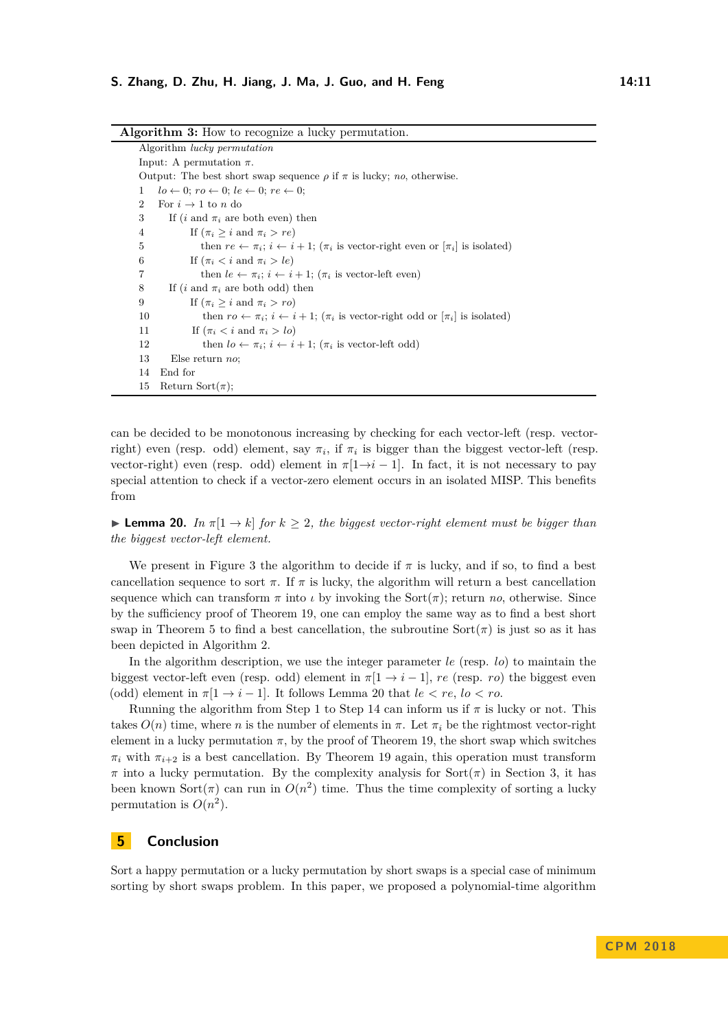**Algorithm 3:** How to recognize a lucky permutation.

```
Algorithm lucky permutation
Input: A permutation π.
Output: The best short swap sequence ρ if π is lucky; no, otherwise.
1   lo ← 0; ro ← 0; le ← 0; re ← 0;
2   For i → 1 to n do
3      If (i and π_i are both even) then
4          If (π_i ≥ i and π_i > re)
5             then re ← π_i; i ← i + 1; (π_i is vector-right even or [π_i] is isolated)
6          If (π_i < i and π_i > le)
7             then le ← π_i; i ← i + 1; (π_i is vector-left even)
8      If (i and π_i are both odd) then
9          If (π_i ≥ i and π_i > ro)
10            then ro ← π_i; i ← i + 1; (π_i is vector-right odd or [π_i] is isolated)
11         If (π_i < i and π_i > lo)
12            then lo ← π_i; i ← i + 1; (π_i is vector-left odd)
13     Else return no;
14  End for
15  Return Sort(π);
```

can be decided to be monotonous increasing by checking for each vector-left (resp. vector-right) even (resp. odd) element, say $\pi_i$, if $\pi_i$ is bigger than the biggest vector-left (resp. vector-right) even (resp. odd) element in $\pi[1 \to i-1]$. In fact, it is not necessary to pay special attention to check if a vector-zero element occurs in an isolated MISP. This benefits from

▶ **Lemma 20.** *In $\pi[1 \to k]$ for $k \geq 2$, the biggest vector-right element must be bigger than the biggest vector-left element.*

We present in Figure 3 the algorithm to decide if $\pi$ is lucky, and if so, to find a best cancellation sequence to sort $\pi$. If $\pi$ is lucky, the algorithm will return a best cancellation sequence which can transform $\pi$ into $\iota$ by invoking the Sort($\pi$); return *no*, otherwise. Since by the sufficiency proof of Theorem 19, one can employ the same way as to find a best short swap in Theorem 5 to find a best cancellation, the subroutine Sort($\pi$) is just so as it has been depicted in Algorithm 2.

In the algorithm description, we use the integer parameter $le$ (resp. $lo$) to maintain the biggest vector-left even (resp. odd) element in $\pi[1 \to i-1]$, $re$ (resp. $ro$) the biggest even (odd) element in $\pi[1 \to i-1]$. It follows Lemma 20 that $le < re$, $lo < ro$.

Running the algorithm from Step 1 to Step 14 can inform us if $\pi$ is lucky or not. This takes $O(n)$ time, where $n$ is the number of elements in $\pi$. Let $\pi_i$ be the rightmost vector-right element in a lucky permutation $\pi$, by the proof of Theorem 19, the short swap which switches $\pi_i$ with $\pi_{i+2}$ is a best cancellation. By Theorem 19 again, this operation must transform $\pi$ into a lucky permutation. By the complexity analysis for Sort($\pi$) in Section 3, it has been known Sort($\pi$) can run in $O(n^2)$ time. Thus the time complexity of sorting a lucky permutation is $O(n^2)$.

## 5 Conclusion

Sort a happy permutation or a lucky permutation by short swaps is a special case of minimum sorting by short swaps problem. In this paper, we proposed a polynomial-time algorithm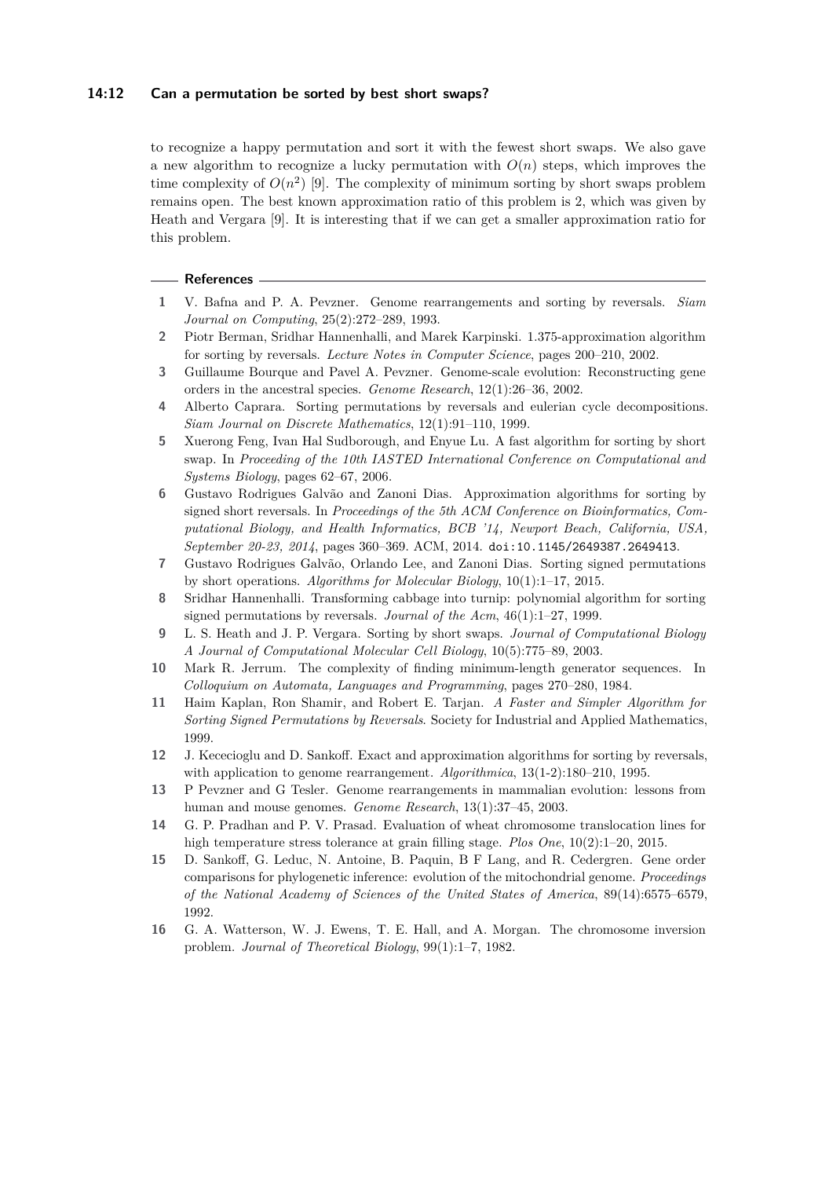to recognize a happy permutation and sort it with the fewest short swaps. We also gave a new algorithm to recognize a lucky permutation with $O(n)$ steps, which improves the time complexity of $O(n^2)$ [9]. The complexity of minimum sorting by short swaps problem remains open. The best known approximation ratio of this problem is 2, which was given by Heath and Vergara [9]. It is interesting that if we can get a smaller approximation ratio for this problem.

## References

1. V. Bafna and P. A. Pevzner. Genome rearrangements and sorting by reversals. *Siam Journal on Computing*, 25(2):272–289, 1993.
2. Piotr Berman, Sridhar Hannenhalli, and Marek Karpinski. 1.375-approximation algorithm for sorting by reversals. *Lecture Notes in Computer Science*, pages 200–210, 2002.
3. Guillaume Bourque and Pavel A. Pevzner. Genome-scale evolution: Reconstructing gene orders in the ancestral species. *Genome Research*, 12(1):26–36, 2002.
4. Alberto Caprara. Sorting permutations by reversals and eulerian cycle decompositions. *Siam Journal on Discrete Mathematics*, 12(1):91–110, 1999.
5. Xuerong Feng, Ivan Hal Sudborough, and Enyue Lu. A fast algorithm for sorting by short swap. In *Proceeding of the 10th IASTED International Conference on Computational and Systems Biology*, pages 62–67, 2006.
6. Gustavo Rodrigues Galvão and Zanoni Dias. Approximation algorithms for sorting by signed short reversals. In *Proceedings of the 5th ACM Conference on Bioinformatics, Computational Biology, and Health Informatics, BCB '14, Newport Beach, California, USA, September 20-23, 2014*, pages 360–369. ACM, 2014. doi:10.1145/2649387.2649413.
7. Gustavo Rodrigues Galvão, Orlando Lee, and Zanoni Dias. Sorting signed permutations by short operations. *Algorithms for Molecular Biology*, 10(1):1–17, 2015.
8. Sridhar Hannenhalli. Transforming cabbage into turnip: polynomial algorithm for sorting signed permutations by reversals. *Journal of the Acm*, 46(1):1–27, 1999.
9. L. S. Heath and J. P. Vergara. Sorting by short swaps. *Journal of Computational Biology A Journal of Computational Molecular Cell Biology*, 10(5):775–89, 2003.
10. Mark R. Jerrum. The complexity of finding minimum-length generator sequences. In *Colloquium on Automata, Languages and Programming*, pages 270–280, 1984.
11. Haim Kaplan, Ron Shamir, and Robert E. Tarjan. *A Faster and Simpler Algorithm for Sorting Signed Permutations by Reversals*. Society for Industrial and Applied Mathematics, 1999.
12. J. Kececioglu and D. Sankoff. Exact and approximation algorithms for sorting by reversals, with application to genome rearrangement. *Algorithmica*, 13(1-2):180–210, 1995.
13. P Pevzner and G Tesler. Genome rearrangements in mammalian evolution: lessons from human and mouse genomes. *Genome Research*, 13(1):37–45, 2003.
14. G. P. Pradhan and P. V. Prasad. Evaluation of wheat chromosome translocation lines for high temperature stress tolerance at grain filling stage. *Plos One*, 10(2):1–20, 2015.
15. D. Sankoff, G. Leduc, N. Antoine, B. Paquin, B F Lang, and R. Cedergren. Gene order comparisons for phylogenetic inference: evolution of the mitochondrial genome. *Proceedings of the National Academy of Sciences of the United States of America*, 89(14):6575–6579, 1992.
16. G. A. Watterson, W. J. Ewens, T. E. Hall, and A. Morgan. The chromosome inversion problem. *Journal of Theoretical Biology*, 99(1):1–7, 1982.